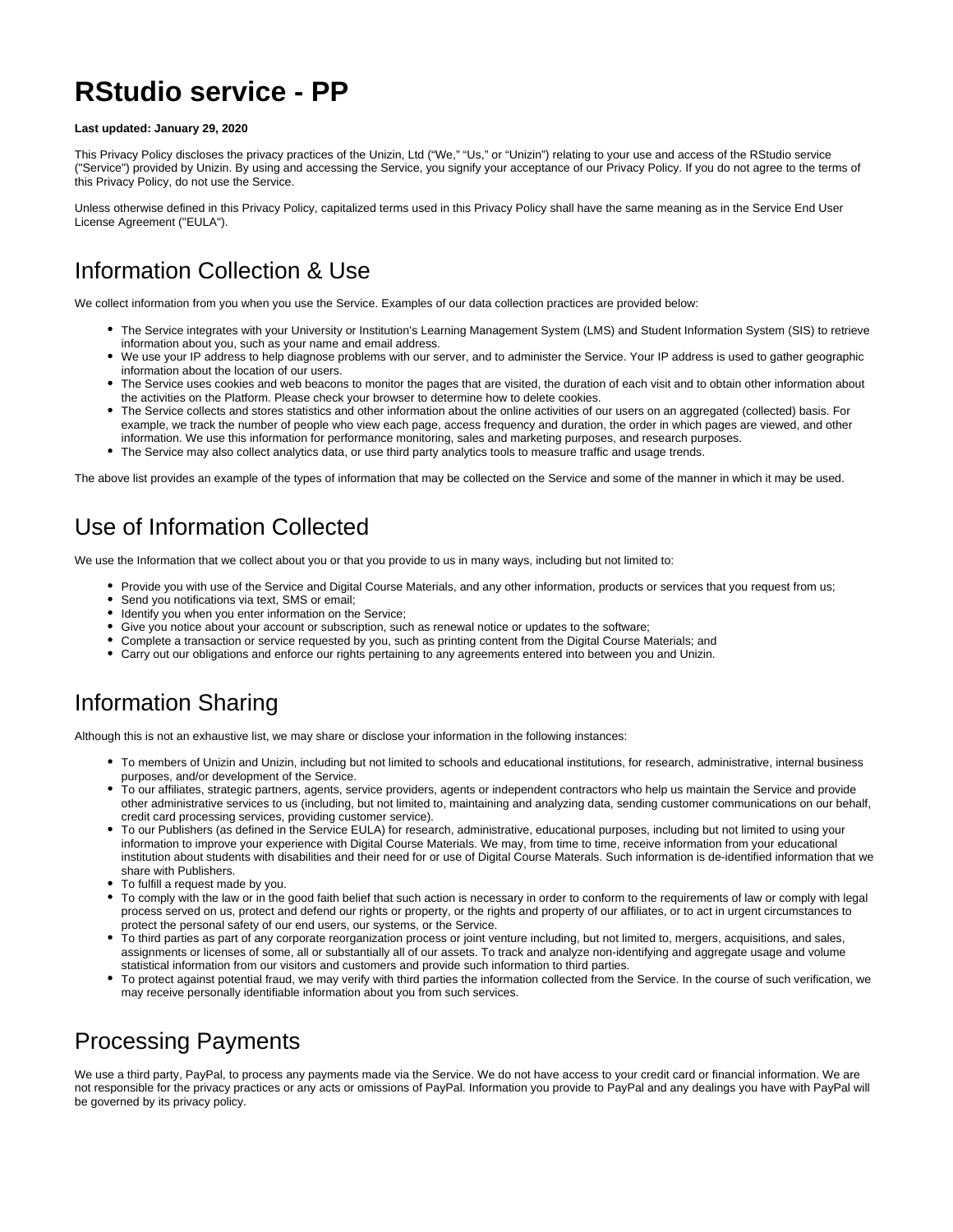# RStudio service - PP

**Last updated: January 29, 2020**

This Privacy Policy discloses the privacy practices of the Unizin, Ltd ("We," "Us," or "Unizin") relating to your use and access of the RStudio service ("Service") provided by Unizin. By using and accessing the Service, you signify your acceptance of our Privacy Policy. If you do not agree to the terms of this Privacy Policy, do not use the Service.

Unless otherwise defined in this Privacy Policy, capitalized terms used in this Privacy Policy shall have the same meaning as in the Service End User License Agreement ("EULA").

## Information Collection & Use

We collect information from you when you use the Service. Examples of our data collection practices are provided below:

- The Service integrates with your University or Institution's Learning Management System (LMS) and Student Information System (SIS) to retrieve information about you, such as your name and email address.
- We use your IP address to help diagnose problems with our server, and to administer the Service. Your IP address is used to gather geographic information about the location of our users.
- The Service uses cookies and web beacons to monitor the pages that are visited, the duration of each visit and to obtain other information about the activities on the Platform. Please check your browser to determine how to delete cookies.
- The Service collects and stores statistics and other information about the online activities of our users on an aggregated (collected) basis. For example, we track the number of people who view each page, access frequency and duration, the order in which pages are viewed, and other information. We use this information for performance monitoring, sales and marketing purposes, and research purposes.
- The Service may also collect analytics data, or use third party analytics tools to measure traffic and usage trends.

The above list provides an example of the types of information that may be collected on the Service and some of the manner in which it may be used.

## Use of Information Collected

We use the Information that we collect about you or that you provide to us in many ways, including but not limited to:

- Provide you with use of the Service and Digital Course Materials, and any other information, products or services that you request from us;
- Send you notifications via text, SMS or email;
- Identify you when you enter information on the Service;
- Give you notice about your account or subscription, such as renewal notice or updates to the software;
- Complete a transaction or service requested by you, such as printing content from the Digital Course Materials; and
- Carry out our obligations and enforce our rights pertaining to any agreements entered into between you and Unizin.

## Information Sharing

Although this is not an exhaustive list, we may share or disclose your information in the following instances:

- To members of Unizin and Unizin, including but not limited to schools and educational institutions, for research, administrative, internal business purposes, and/or development of the Service.
- To our affiliates, strategic partners, agents, service providers, agents or independent contractors who help us maintain the Service and provide other administrative services to us (including, but not limited to, maintaining and analyzing data, sending customer communications on our behalf, credit card processing services, providing customer service).
- To our Publishers (as defined in the Service EULA) for research, administrative, educational purposes, including but not limited to using your information to improve your experience with Digital Course Materials. We may, from time to time, receive information from your educational institution about students with disabilities and their need for or use of Digital Course Materals. Such information is de-identified information that we share with Publishers.
- To fulfill a request made by you.
- To comply with the law or in the good faith belief that such action is necessary in order to conform to the requirements of law or comply with legal process served on us, protect and defend our rights or property, or the rights and property of our affiliates, or to act in urgent circumstances to protect the personal safety of our end users, our systems, or the Service.
- To third parties as part of any corporate reorganization process or joint venture including, but not limited to, mergers, acquisitions, and sales, assignments or licenses of some, all or substantially all of our assets. To track and analyze non-identifying and aggregate usage and volume statistical information from our visitors and customers and provide such information to third parties.
- To protect against potential fraud, we may verify with third parties the information collected from the Service. In the course of such verification, we may receive personally identifiable information about you from such services.

## Processing Payments

We use a third party, PayPal, to process any payments made via the Service. We do not have access to your credit card or financial information. We are not responsible for the privacy practices or any acts or omissions of PayPal. Information you provide to PayPal and any dealings you have with PayPal will be governed by its privacy policy.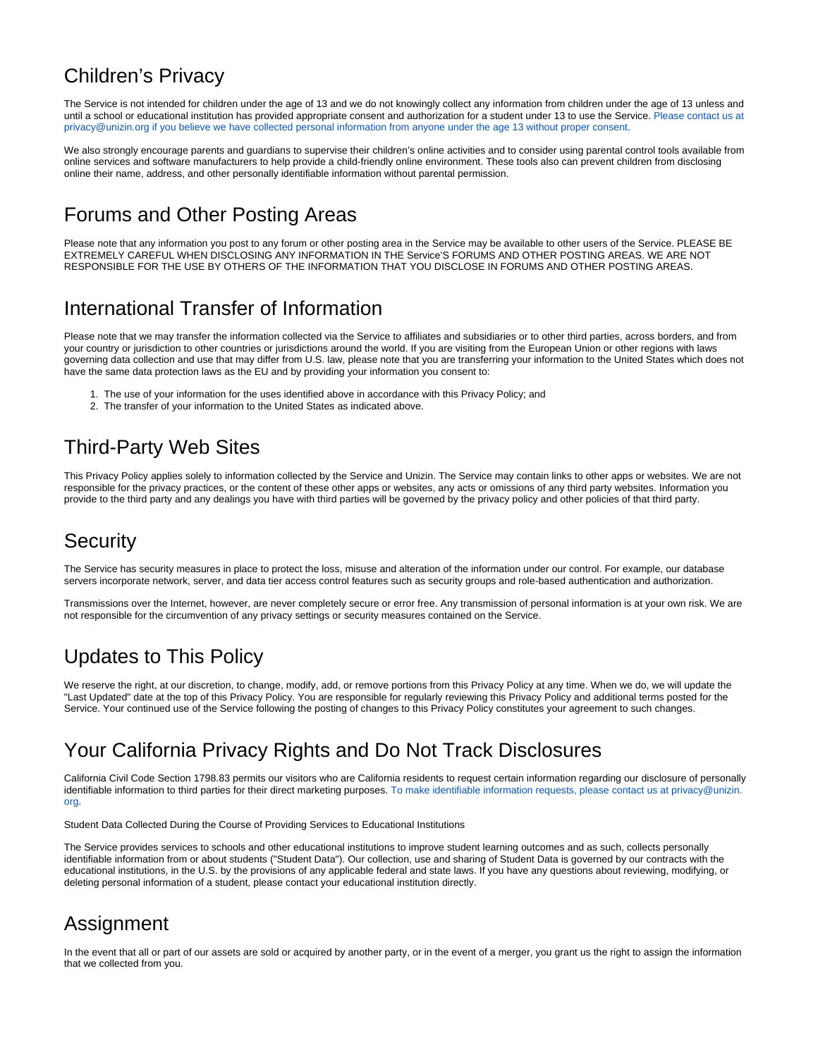## Children's Privacy

The Service is not intended for children under the age of 13 and we do not knowingly collect any information from children under the age of 13 unless and until a school or educational institution has provided appropriate consent and authorization for a student under 13 to use the Service. Please contact us at privacy@unizin.org if you believe we have collected personal information from anyone under the age 13 without proper consent.

We also strongly encourage parents and guardians to supervise their children's online activities and to consider using parental control tools available from online services and software manufacturers to help provide a child-friendly online environment. These tools also can prevent children from disclosing online their name, address, and other personally identifiable information without parental permission.

## Forums and Other Posting Areas

Please note that any information you post to any forum or other posting area in the Service may be available to other users of the Service. PLEASE BE EXTREMELY CAREFUL WHEN DISCLOSING ANY INFORMATION IN THE Service'S FORUMS AND OTHER POSTING AREAS. WE ARE NOT RESPONSIBLE FOR THE USE BY OTHERS OF THE INFORMATION THAT YOU DISCLOSE IN FORUMS AND OTHER POSTING AREAS.

## International Transfer of Information

Please note that we may transfer the information collected via the Service to affiliates and subsidiaries or to other third parties, across borders, and from your country or jurisdiction to other countries or jurisdictions around the world. If you are visiting from the European Union or other regions with laws governing data collection and use that may differ from U.S. law, please note that you are transferring your information to the United States which does not have the same data protection laws as the EU and by providing your information you consent to:

1. The use of your information for the uses identified above in accordance with this Privacy Policy; and
2. The transfer of your information to the United States as indicated above.

## Third-Party Web Sites

This Privacy Policy applies solely to information collected by the Service and Unizin. The Service may contain links to other apps or websites. We are not responsible for the privacy practices, or the content of these other apps or websites, any acts or omissions of any third party websites. Information you provide to the third party and any dealings you have with third parties will be governed by the privacy policy and other policies of that third party.

## Security

The Service has security measures in place to protect the loss, misuse and alteration of the information under our control. For example, our database servers incorporate network, server, and data tier access control features such as security groups and role-based authentication and authorization.

Transmissions over the Internet, however, are never completely secure or error free. Any transmission of personal information is at your own risk. We are not responsible for the circumvention of any privacy settings or security measures contained on the Service.

## Updates to This Policy

We reserve the right, at our discretion, to change, modify, add, or remove portions from this Privacy Policy at any time. When we do, we will update the "Last Updated" date at the top of this Privacy Policy. You are responsible for regularly reviewing this Privacy Policy and additional terms posted for the Service. Your continued use of the Service following the posting of changes to this Privacy Policy constitutes your agreement to such changes.

## Your California Privacy Rights and Do Not Track Disclosures

California Civil Code Section 1798.83 permits our visitors who are California residents to request certain information regarding our disclosure of personally identifiable information to third parties for their direct marketing purposes. To make identifiable information requests, please contact us at privacy@unizin.org.

Student Data Collected During the Course of Providing Services to Educational Institutions

The Service provides services to schools and other educational institutions to improve student learning outcomes and as such, collects personally identifiable information from or about students ("Student Data"). Our collection, use and sharing of Student Data is governed by our contracts with the educational institutions, in the U.S. by the provisions of any applicable federal and state laws. If you have any questions about reviewing, modifying, or deleting personal information of a student, please contact your educational institution directly.

## Assignment

In the event that all or part of our assets are sold or acquired by another party, or in the event of a merger, you grant us the right to assign the information that we collected from you.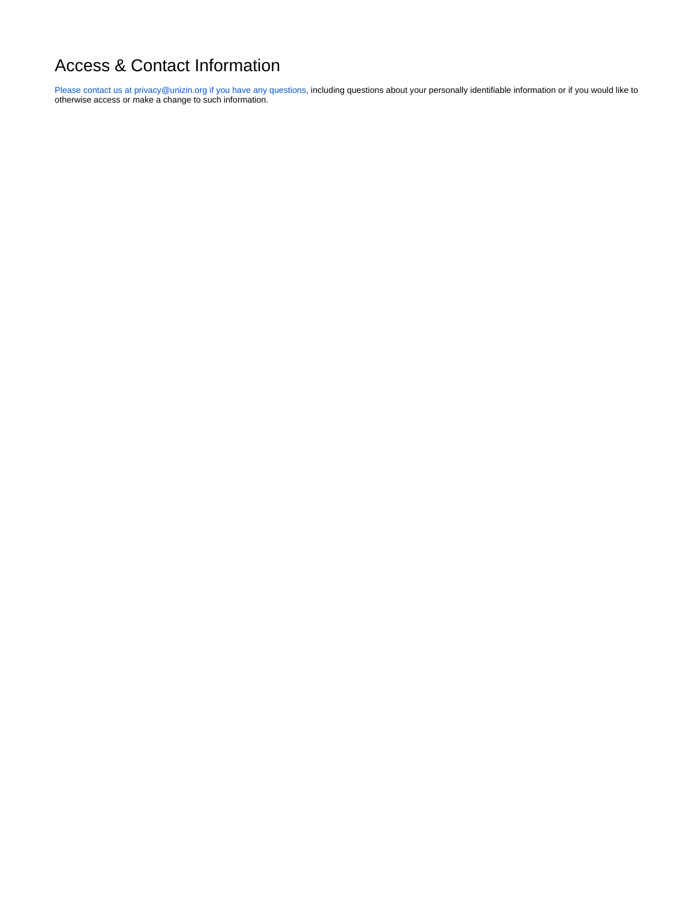# Access & Contact Information

[Please contact us at privacy@unizin.org if you have any questions](mailto:privacy@unizin.org), including questions about your personally identifiable information or if you would like to otherwise access or make a change to such information.